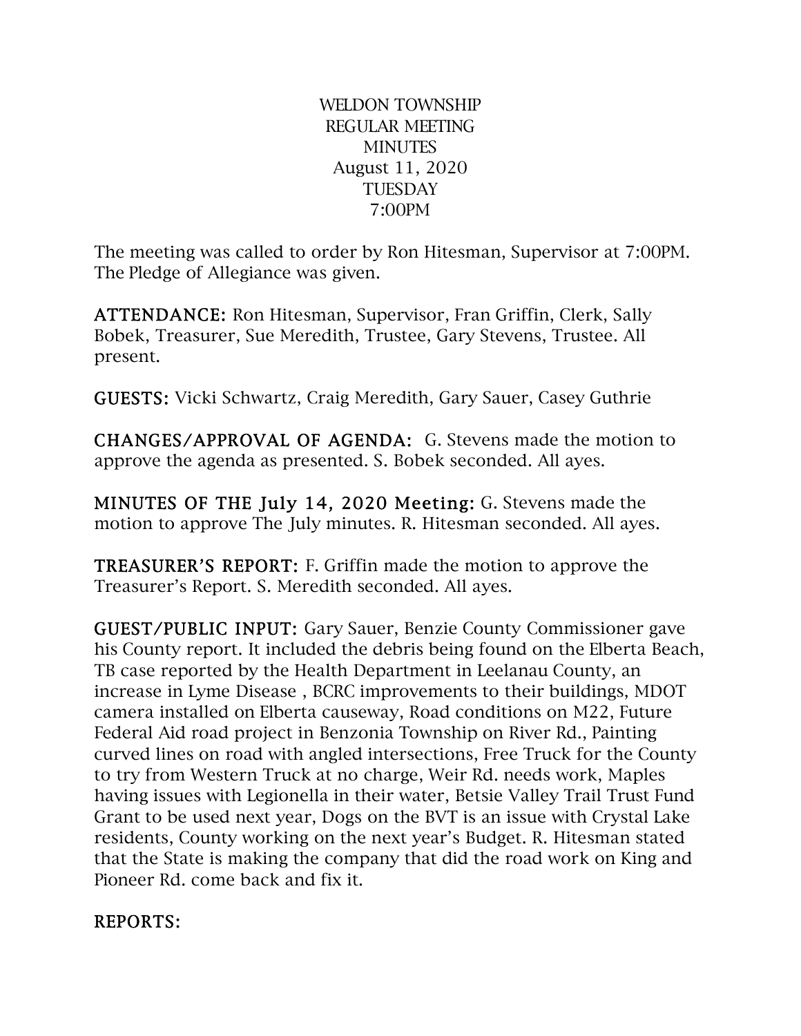WELDON TOWNSHIP
REGULAR MEETING
MINUTES
August 11, 2020
TUESDAY
7:00PM

The meeting was called to order by Ron Hitesman, Supervisor at 7:00PM. The Pledge of Allegiance was given.

**ATTENDANCE:** Ron Hitesman, Supervisor, Fran Griffin, Clerk, Sally Bobek, Treasurer, Sue Meredith, Trustee, Gary Stevens, Trustee. All present.

**GUESTS:** Vicki Schwartz, Craig Meredith, Gary Sauer, Casey Guthrie

**CHANGES/APPROVAL OF AGENDA:** G. Stevens made the motion to approve the agenda as presented. S. Bobek seconded. All ayes.

**MINUTES OF THE July 14, 2020 Meeting:** G. Stevens made the motion to approve The July minutes. R. Hitesman seconded. All ayes.

**TREASURER'S REPORT:** F. Griffin made the motion to approve the Treasurer's Report. S. Meredith seconded. All ayes.

**GUEST/PUBLIC INPUT:** Gary Sauer, Benzie County Commissioner gave his County report. It included the debris being found on the Elberta Beach, TB case reported by the Health Department in Leelanau County, an increase in Lyme Disease , BCRC improvements to their buildings, MDOT camera installed on Elberta causeway, Road conditions on M22, Future Federal Aid road project in Benzonia Township on River Rd., Painting curved lines on road with angled intersections, Free Truck for the County to try from Western Truck at no charge, Weir Rd. needs work, Maples having issues with Legionella in their water, Betsie Valley Trail Trust Fund Grant to be used next year, Dogs on the BVT is an issue with Crystal Lake residents, County working on the next year's Budget. R. Hitesman stated that the State is making the company that did the road work on King and Pioneer Rd. come back and fix it.

**REPORTS:**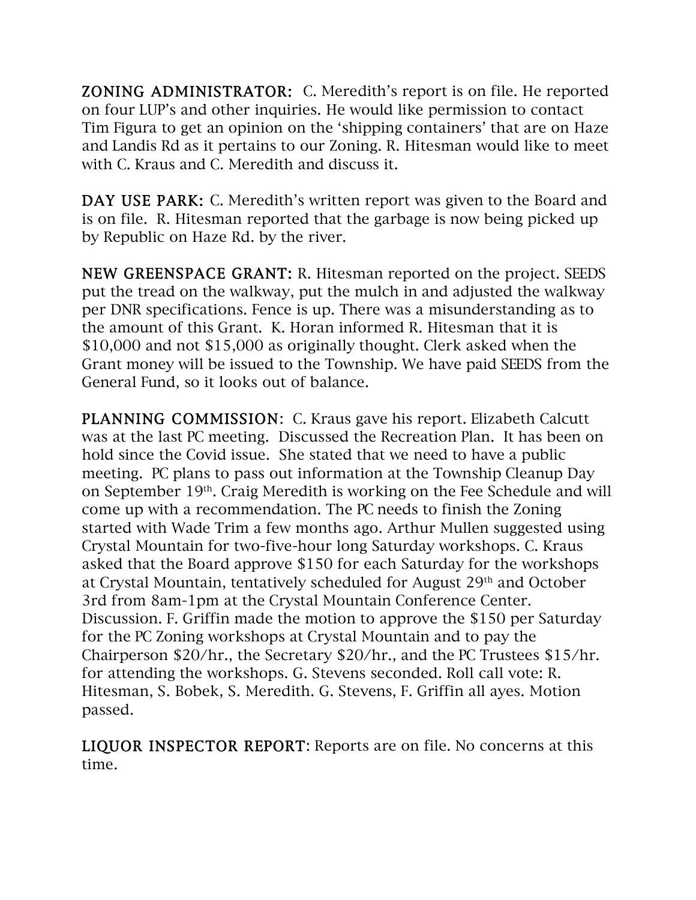**ZONING ADMINISTRATOR:** C. Meredith's report is on file. He reported on four LUP's and other inquiries. He would like permission to contact Tim Figura to get an opinion on the 'shipping containers' that are on Haze and Landis Rd as it pertains to our Zoning. R. Hitesman would like to meet with C. Kraus and C. Meredith and discuss it.

**DAY USE PARK:** C. Meredith's written report was given to the Board and is on file. R. Hitesman reported that the garbage is now being picked up by Republic on Haze Rd. by the river.

**NEW GREENSPACE GRANT:** R. Hitesman reported on the project. SEEDS put the tread on the walkway, put the mulch in and adjusted the walkway per DNR specifications. Fence is up. There was a misunderstanding as to the amount of this Grant. K. Horan informed R. Hitesman that it is $10,000 and not $15,000 as originally thought. Clerk asked when the Grant money will be issued to the Township. We have paid SEEDS from the General Fund, so it looks out of balance.

**PLANNING COMMISSION:** C. Kraus gave his report. Elizabeth Calcutt was at the last PC meeting. Discussed the Recreation Plan. It has been on hold since the Covid issue. She stated that we need to have a public meeting. PC plans to pass out information at the Township Cleanup Day on September 19th. Craig Meredith is working on the Fee Schedule and will come up with a recommendation. The PC needs to finish the Zoning started with Wade Trim a few months ago. Arthur Mullen suggested using Crystal Mountain for two-five-hour long Saturday workshops. C. Kraus asked that the Board approve $150 for each Saturday for the workshops at Crystal Mountain, tentatively scheduled for August 29th and October 3rd from 8am-1pm at the Crystal Mountain Conference Center. Discussion. F. Griffin made the motion to approve the $150 per Saturday for the PC Zoning workshops at Crystal Mountain and to pay the Chairperson $20/hr., the Secretary $20/hr., and the PC Trustees $15/hr. for attending the workshops. G. Stevens seconded. Roll call vote: R. Hitesman, S. Bobek, S. Meredith. G. Stevens, F. Griffin all ayes. Motion passed.

**LIQUOR INSPECTOR REPORT:** Reports are on file. No concerns at this time.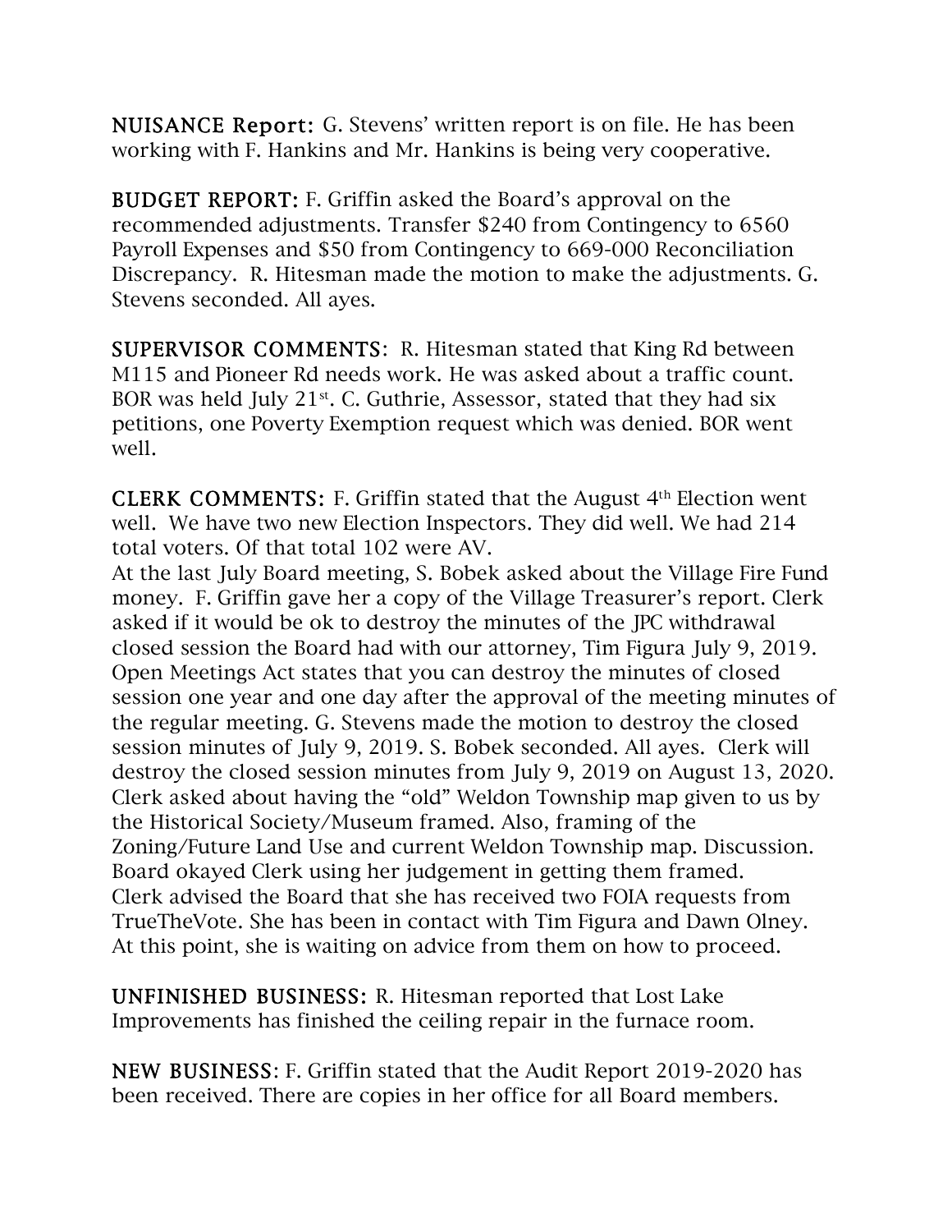**NUISANCE Report:** G. Stevens' written report is on file. He has been working with F. Hankins and Mr. Hankins is being very cooperative.

**BUDGET REPORT:** F. Griffin asked the Board's approval on the recommended adjustments. Transfer $240 from Contingency to 6560 Payroll Expenses and $50 from Contingency to 669-000 Reconciliation Discrepancy. R. Hitesman made the motion to make the adjustments. G. Stevens seconded. All ayes.

**SUPERVISOR COMMENTS:** R. Hitesman stated that King Rd between M115 and Pioneer Rd needs work. He was asked about a traffic count. BOR was held July 21st. C. Guthrie, Assessor, stated that they had six petitions, one Poverty Exemption request which was denied. BOR went well.

**CLERK COMMENTS:** F. Griffin stated that the August 4th Election went well. We have two new Election Inspectors. They did well. We had 214 total voters. Of that total 102 were AV.
At the last July Board meeting, S. Bobek asked about the Village Fire Fund money. F. Griffin gave her a copy of the Village Treasurer's report. Clerk asked if it would be ok to destroy the minutes of the JPC withdrawal closed session the Board had with our attorney, Tim Figura July 9, 2019. Open Meetings Act states that you can destroy the minutes of closed session one year and one day after the approval of the meeting minutes of the regular meeting. G. Stevens made the motion to destroy the closed session minutes of July 9, 2019. S. Bobek seconded. All ayes. Clerk will destroy the closed session minutes from July 9, 2019 on August 13, 2020.
Clerk asked about having the "old" Weldon Township map given to us by the Historical Society/Museum framed. Also, framing of the Zoning/Future Land Use and current Weldon Township map. Discussion. Board okayed Clerk using her judgement in getting them framed.
Clerk advised the Board that she has received two FOIA requests from TrueTheVote. She has been in contact with Tim Figura and Dawn Olney. At this point, she is waiting on advice from them on how to proceed.

**UNFINISHED BUSINESS:** R. Hitesman reported that Lost Lake Improvements has finished the ceiling repair in the furnace room.

**NEW BUSINESS:** F. Griffin stated that the Audit Report 2019-2020 has been received. There are copies in her office for all Board members.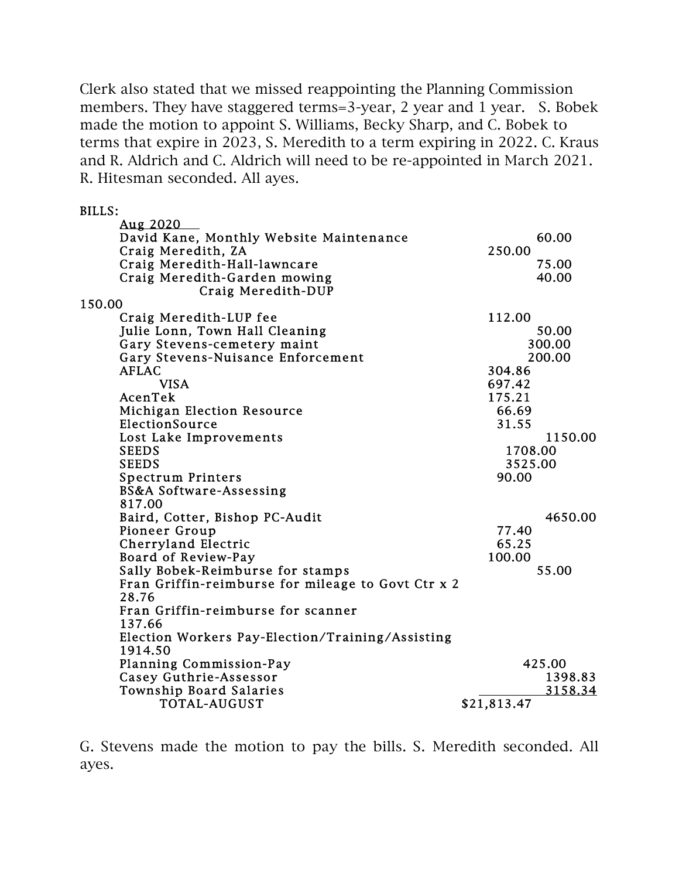Clerk also stated that we missed reappointing the Planning Commission members. They have staggered terms=3-year, 2 year and 1 year. S. Bobek made the motion to appoint S. Williams, Becky Sharp, and C. Bobek to terms that expire in 2023, S. Meredith to a term expiring in 2022. C. Kraus and R. Aldrich and C. Aldrich will need to be re-appointed in March 2021. R. Hitesman seconded. All ayes.

BILLS:

| Aug 2020 | |
|---|---|
| David Kane, Monthly Website Maintenance | 60.00 |
| Craig Meredith, ZA | 250.00 |
| Craig Meredith-Hall-lawncare | 75.00 |
| Craig Meredith-Garden mowing | 40.00 |
| Craig Meredith-DUP | 150.00 |
| Craig Meredith-LUP fee | 112.00 |
| Julie Lonn, Town Hall Cleaning | 50.00 |
| Gary Stevens-cemetery maint | 300.00 |
| Gary Stevens-Nuisance Enforcement | 200.00 |
| AFLAC | 304.86 |
| VISA | 697.42 |
| AcenTek | 175.21 |
| Michigan Election Resource | 66.69 |
| ElectionSource | 31.55 |
| Lost Lake Improvements | 1150.00 |
| SEEDS | 1708.00 |
| SEEDS | 3525.00 |
| Spectrum Printers | 90.00 |
| BS&A Software-Assessing | 817.00 |
| Baird, Cotter, Bishop PC-Audit | 4650.00 |
| Pioneer Group | 77.40 |
| Cherryland Electric | 65.25 |
| Board of Review-Pay | 100.00 |
| Sally Bobek-Reimburse for stamps | 55.00 |
| Fran Griffin-reimburse for mileage to Govt Ctr x 2 | 28.76 |
| Fran Griffin-reimburse for scanner | 137.66 |
| Election Workers Pay-Election/Training/Assisting | 1914.50 |
| Planning Commission-Pay | 425.00 |
| Casey Guthrie-Assessor | 1398.83 |
| Township Board Salaries | 3158.34 |
| TOTAL-AUGUST | $21,813.47 |

G. Stevens made the motion to pay the bills. S. Meredith seconded. All ayes.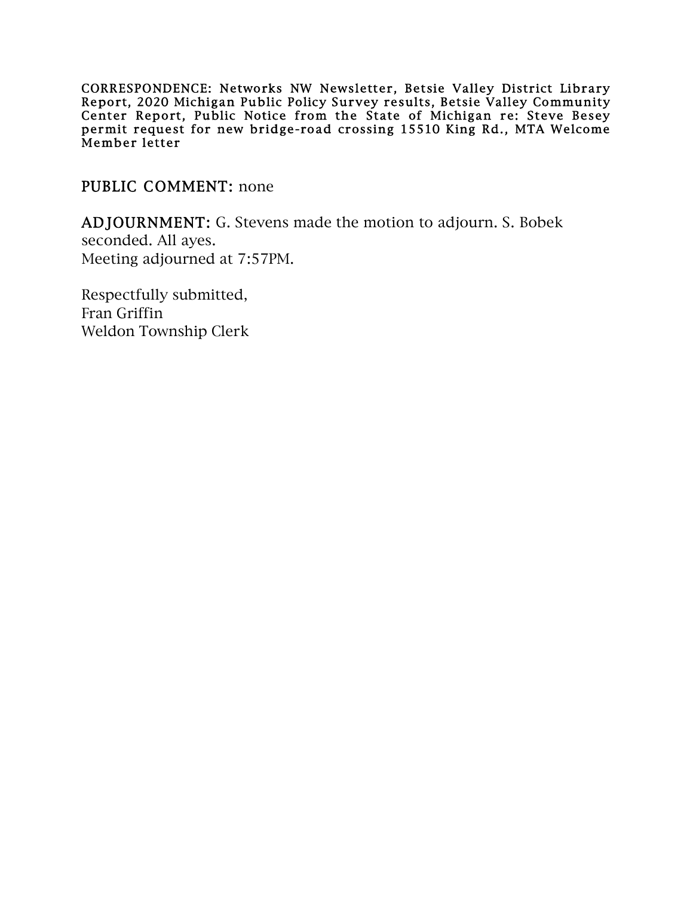**CORRESPONDENCE:** Networks NW Newsletter, Betsie Valley District Library Report, 2020 Michigan Public Policy Survey results, Betsie Valley Community Center Report, Public Notice from the State of Michigan re: Steve Besey permit request for new bridge-road crossing 15510 King Rd., MTA Welcome Member letter

**PUBLIC COMMENT:** none

**ADJOURNMENT:** G. Stevens made the motion to adjourn. S. Bobek seconded. All ayes.
Meeting adjourned at 7:57PM.

Respectfully submitted,
Fran Griffin
Weldon Township Clerk